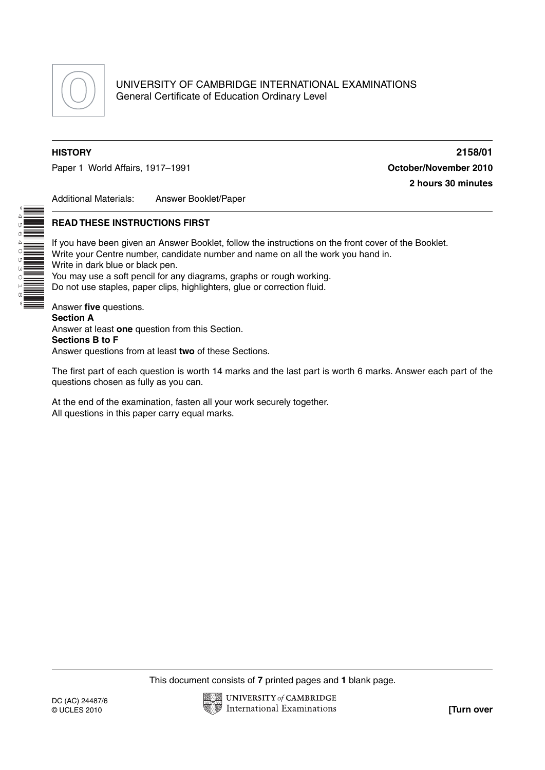UNIVERSITY OF CAMBRIDGE INTERNATIONAL EXAMINATIONS
General Certificate of Education Ordinary Level

**HISTORY** **2158/01**

Paper 1 World Affairs, 1917–1991 **October/November 2010**

**2 hours 30 minutes**

Additional Materials: Answer Booklet/Paper

*4564053018*

**READ THESE INSTRUCTIONS FIRST**

If you have been given an Answer Booklet, follow the instructions on the front cover of the Booklet.
Write your Centre number, candidate number and name on all the work you hand in.
Write in dark blue or black pen.
You may use a soft pencil for any diagrams, graphs or rough working.
Do not use staples, paper clips, highlighters, glue or correction fluid.

Answer **five** questions.
**Section A**
Answer at least **one** question from this Section.
**Sections B to F**
Answer questions from at least **two** of these Sections.

The first part of each question is worth 14 marks and the last part is worth 6 marks. Answer each part of the questions chosen as fully as you can.

At the end of the examination, fasten all your work securely together.
All questions in this paper carry equal marks.

This document consists of **7** printed pages and **1** blank page.

DC (AC) 24487/6
© UCLES 2010

**[Turn over**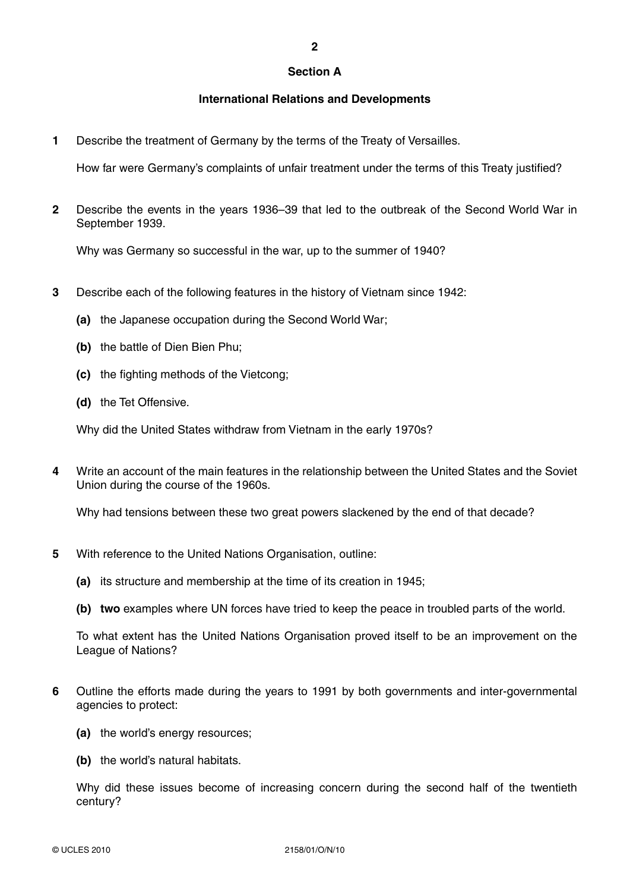## Section A

### International Relations and Developments

**1** Describe the treatment of Germany by the terms of the Treaty of Versailles.

How far were Germany's complaints of unfair treatment under the terms of this Treaty justified?

**2** Describe the events in the years 1936–39 that led to the outbreak of the Second World War in September 1939.

Why was Germany so successful in the war, up to the summer of 1940?

**3** Describe each of the following features in the history of Vietnam since 1942:

**(a)** the Japanese occupation during the Second World War;

**(b)** the battle of Dien Bien Phu;

**(c)** the fighting methods of the Vietcong;

**(d)** the Tet Offensive.

Why did the United States withdraw from Vietnam in the early 1970s?

**4** Write an account of the main features in the relationship between the United States and the Soviet Union during the course of the 1960s.

Why had tensions between these two great powers slackened by the end of that decade?

**5** With reference to the United Nations Organisation, outline:

**(a)** its structure and membership at the time of its creation in 1945;

**(b)** **two** examples where UN forces have tried to keep the peace in troubled parts of the world.

To what extent has the United Nations Organisation proved itself to be an improvement on the League of Nations?

**6** Outline the efforts made during the years to 1991 by both governments and inter-governmental agencies to protect:

**(a)** the world's energy resources;

**(b)** the world's natural habitats.

Why did these issues become of increasing concern during the second half of the twentieth century?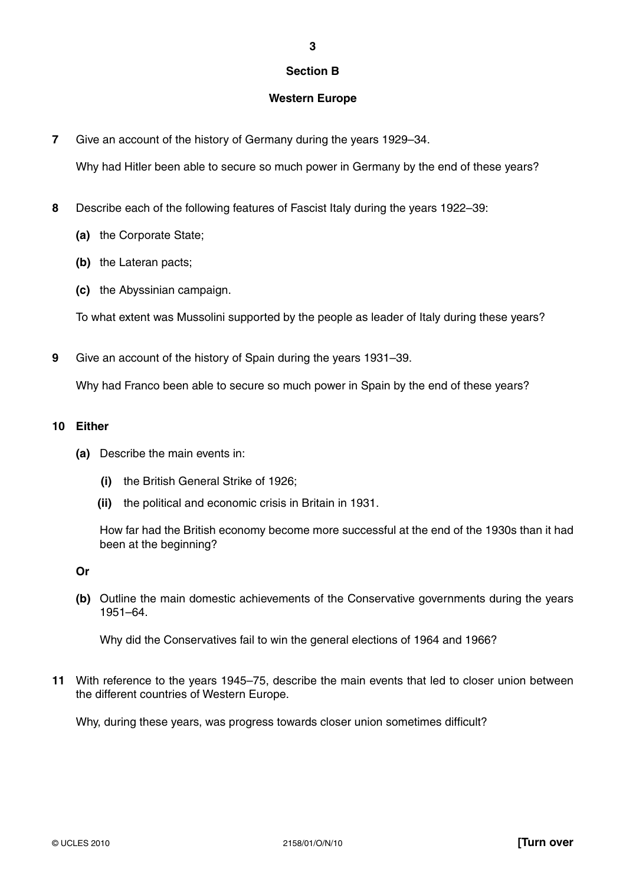## Section B

## Western Europe

**7** Give an account of the history of Germany during the years 1929–34.

Why had Hitler been able to secure so much power in Germany by the end of these years?

**8** Describe each of the following features of Fascist Italy during the years 1922–39:

**(a)** the Corporate State;

**(b)** the Lateran pacts;

**(c)** the Abyssinian campaign.

To what extent was Mussolini supported by the people as leader of Italy during these years?

**9** Give an account of the history of Spain during the years 1931–39.

Why had Franco been able to secure so much power in Spain by the end of these years?

**10 Either**

**(a)** Describe the main events in:

**(i)** the British General Strike of 1926;

**(ii)** the political and economic crisis in Britain in 1931.

How far had the British economy become more successful at the end of the 1930s than it had been at the beginning?

**Or**

**(b)** Outline the main domestic achievements of the Conservative governments during the years 1951–64.

Why did the Conservatives fail to win the general elections of 1964 and 1966?

**11** With reference to the years 1945–75, describe the main events that led to closer union between the different countries of Western Europe.

Why, during these years, was progress towards closer union sometimes difficult?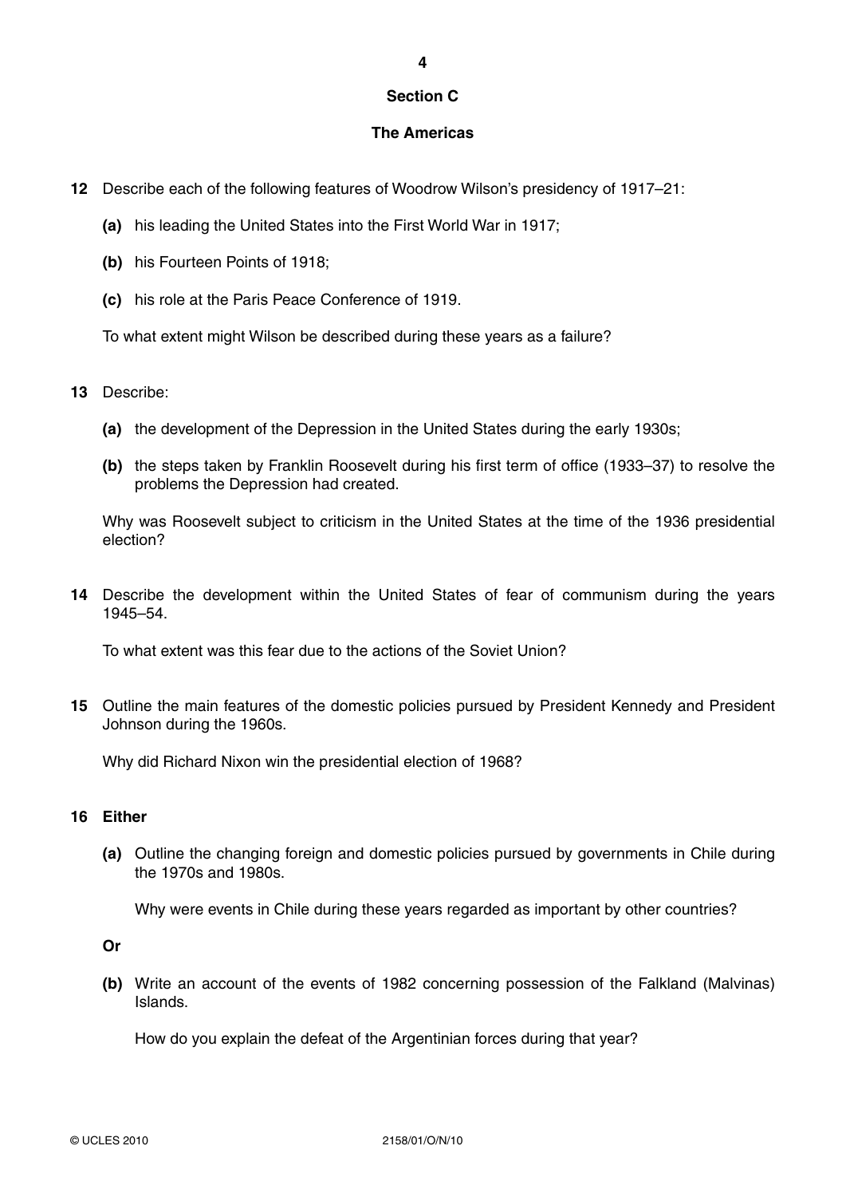## Section C

## The Americas

**12** Describe each of the following features of Woodrow Wilson's presidency of 1917–21:

**(a)** his leading the United States into the First World War in 1917;

**(b)** his Fourteen Points of 1918;

**(c)** his role at the Paris Peace Conference of 1919.

To what extent might Wilson be described during these years as a failure?

**13** Describe:

**(a)** the development of the Depression in the United States during the early 1930s;

**(b)** the steps taken by Franklin Roosevelt during his first term of office (1933–37) to resolve the problems the Depression had created.

Why was Roosevelt subject to criticism in the United States at the time of the 1936 presidential election?

**14** Describe the development within the United States of fear of communism during the years 1945–54.

To what extent was this fear due to the actions of the Soviet Union?

**15** Outline the main features of the domestic policies pursued by President Kennedy and President Johnson during the 1960s.

Why did Richard Nixon win the presidential election of 1968?

**16 Either**

**(a)** Outline the changing foreign and domestic policies pursued by governments in Chile during the 1970s and 1980s.

Why were events in Chile during these years regarded as important by other countries?

**Or**

**(b)** Write an account of the events of 1982 concerning possession of the Falkland (Malvinas) Islands.

How do you explain the defeat of the Argentinian forces during that year?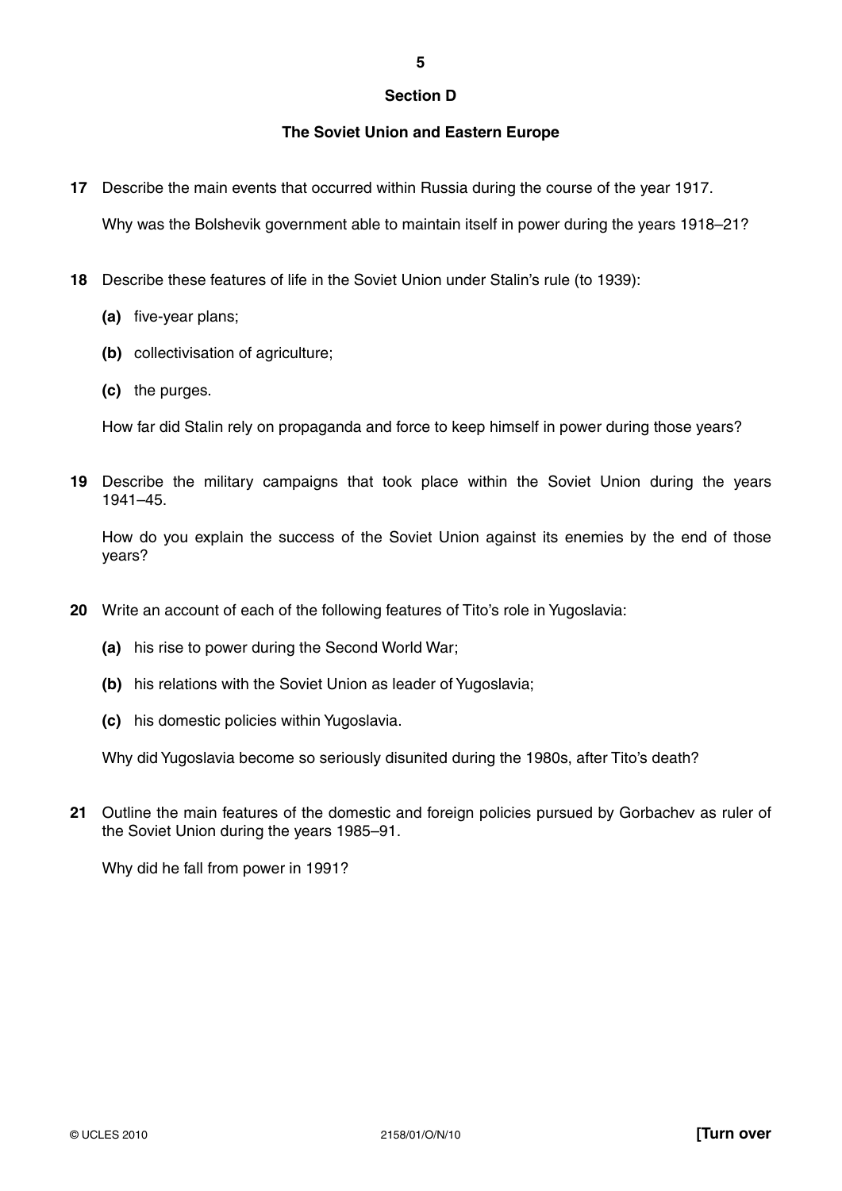## Section D

### The Soviet Union and Eastern Europe

**17** Describe the main events that occurred within Russia during the course of the year 1917.

Why was the Bolshevik government able to maintain itself in power during the years 1918–21?

**18** Describe these features of life in the Soviet Union under Stalin's rule (to 1939):

**(a)** five-year plans;

**(b)** collectivisation of agriculture;

**(c)** the purges.

How far did Stalin rely on propaganda and force to keep himself in power during those years?

**19** Describe the military campaigns that took place within the Soviet Union during the years 1941–45.

How do you explain the success of the Soviet Union against its enemies by the end of those years?

**20** Write an account of each of the following features of Tito's role in Yugoslavia:

**(a)** his rise to power during the Second World War;

**(b)** his relations with the Soviet Union as leader of Yugoslavia;

**(c)** his domestic policies within Yugoslavia.

Why did Yugoslavia become so seriously disunited during the 1980s, after Tito's death?

**21** Outline the main features of the domestic and foreign policies pursued by Gorbachev as ruler of the Soviet Union during the years 1985–91.

Why did he fall from power in 1991?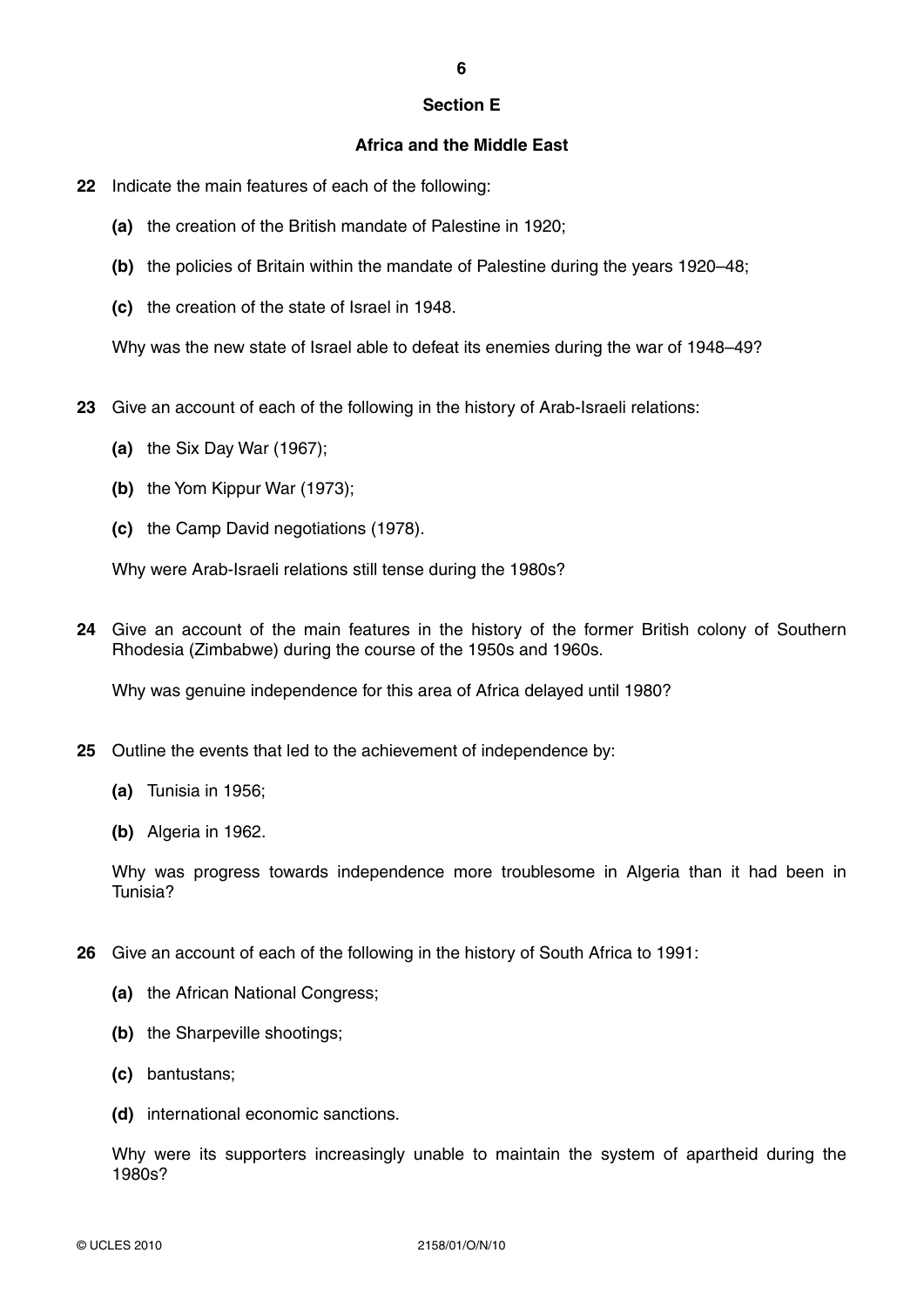## Section E

### Africa and the Middle East

**22** Indicate the main features of each of the following:

**(a)** the creation of the British mandate of Palestine in 1920;

**(b)** the policies of Britain within the mandate of Palestine during the years 1920–48;

**(c)** the creation of the state of Israel in 1948.

Why was the new state of Israel able to defeat its enemies during the war of 1948–49?

**23** Give an account of each of the following in the history of Arab-Israeli relations:

**(a)** the Six Day War (1967);

**(b)** the Yom Kippur War (1973);

**(c)** the Camp David negotiations (1978).

Why were Arab-Israeli relations still tense during the 1980s?

**24** Give an account of the main features in the history of the former British colony of Southern Rhodesia (Zimbabwe) during the course of the 1950s and 1960s.

Why was genuine independence for this area of Africa delayed until 1980?

**25** Outline the events that led to the achievement of independence by:

**(a)** Tunisia in 1956;

**(b)** Algeria in 1962.

Why was progress towards independence more troublesome in Algeria than it had been in Tunisia?

**26** Give an account of each of the following in the history of South Africa to 1991:

**(a)** the African National Congress;

**(b)** the Sharpeville shootings;

**(c)** bantustans;

**(d)** international economic sanctions.

Why were its supporters increasingly unable to maintain the system of apartheid during the 1980s?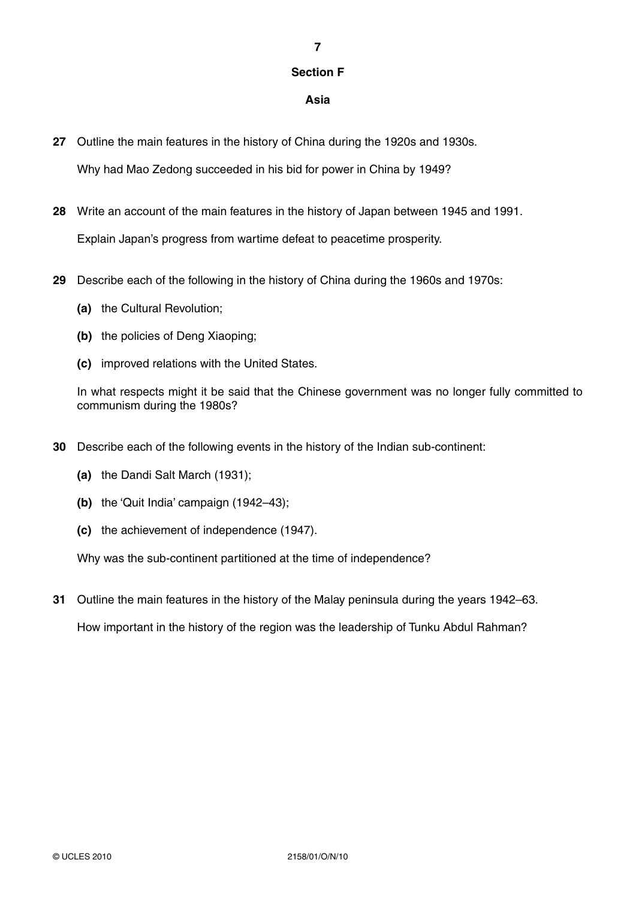## Section F

### Asia

**27** Outline the main features in the history of China during the 1920s and 1930s.

Why had Mao Zedong succeeded in his bid for power in China by 1949?

**28** Write an account of the main features in the history of Japan between 1945 and 1991.

Explain Japan's progress from wartime defeat to peacetime prosperity.

**29** Describe each of the following in the history of China during the 1960s and 1970s:

**(a)** the Cultural Revolution;

**(b)** the policies of Deng Xiaoping;

**(c)** improved relations with the United States.

In what respects might it be said that the Chinese government was no longer fully committed to communism during the 1980s?

**30** Describe each of the following events in the history of the Indian sub-continent:

**(a)** the Dandi Salt March (1931);

**(b)** the 'Quit India' campaign (1942–43);

**(c)** the achievement of independence (1947).

Why was the sub-continent partitioned at the time of independence?

**31** Outline the main features in the history of the Malay peninsula during the years 1942–63.

How important in the history of the region was the leadership of Tunku Abdul Rahman?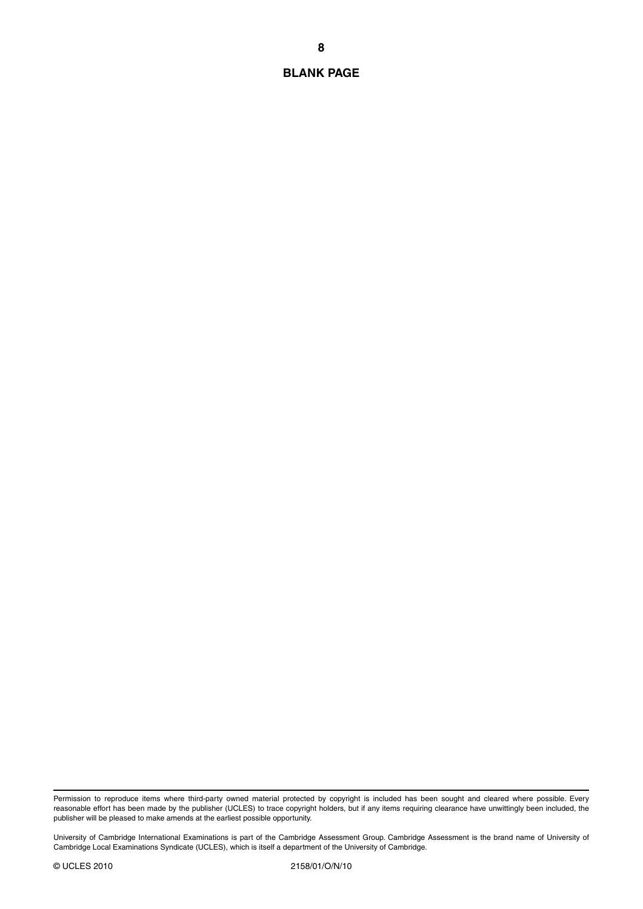**BLANK PAGE**

Permission to reproduce items where third-party owned material protected by copyright is included has been sought and cleared where possible. Every reasonable effort has been made by the publisher (UCLES) to trace copyright holders, but if any items requiring clearance have unwittingly been included, the publisher will be pleased to make amends at the earliest possible opportunity.

University of Cambridge International Examinations is part of the Cambridge Assessment Group. Cambridge Assessment is the brand name of University of Cambridge Local Examinations Syndicate (UCLES), which is itself a department of the University of Cambridge.

© UCLES 2010 2158/01/O/N/10